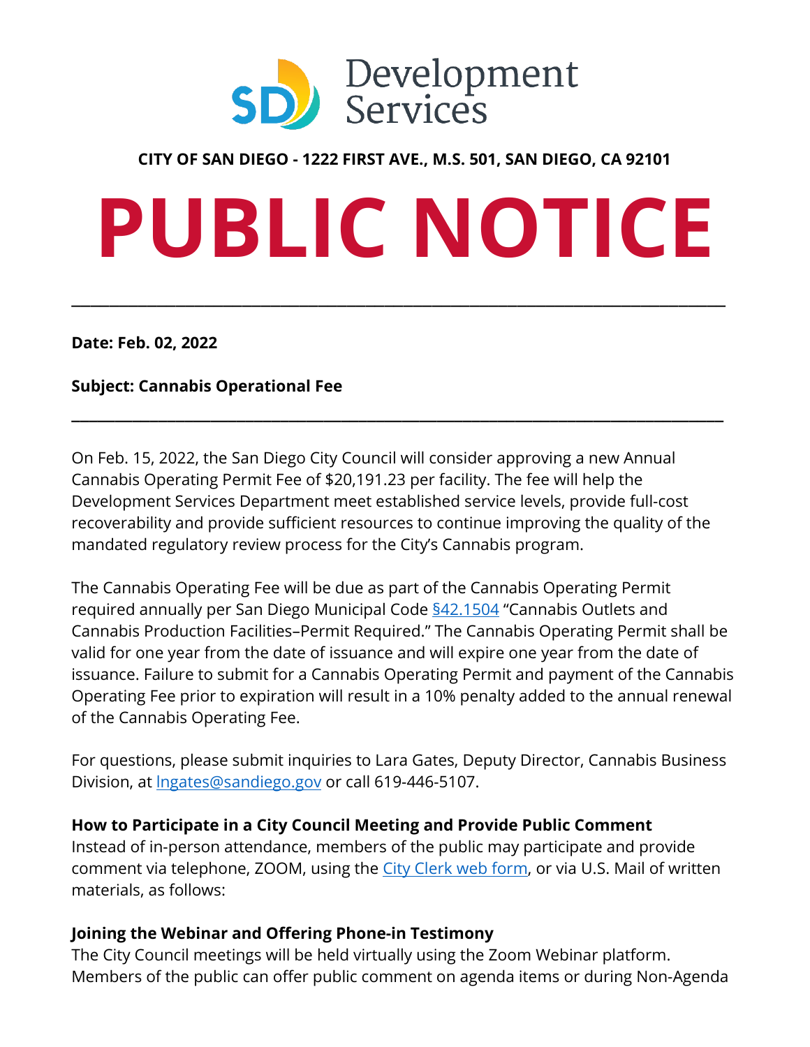Development Services

**CITY OF SAN DIEGO - 1222 FIRST AVE., M.S. 501, SAN DIEGO, CA 92101**

# PUBLIC NOTICE

---

**Date: Feb. 02, 2022**

**Subject: Cannabis Operational Fee**

---

On Feb. 15, 2022, the San Diego City Council will consider approving a new Annual Cannabis Operating Permit Fee of $20,191.23 per facility. The fee will help the Development Services Department meet established service levels, provide full-cost recoverability and provide sufficient resources to continue improving the quality of the mandated regulatory review process for the City's Cannabis program.

The Cannabis Operating Fee will be due as part of the Cannabis Operating Permit required annually per San Diego Municipal Code §42.1504 "Cannabis Outlets and Cannabis Production Facilities–Permit Required." The Cannabis Operating Permit shall be valid for one year from the date of issuance and will expire one year from the date of issuance. Failure to submit for a Cannabis Operating Permit and payment of the Cannabis Operating Fee prior to expiration will result in a 10% penalty added to the annual renewal of the Cannabis Operating Fee.

For questions, please submit inquiries to Lara Gates, Deputy Director, Cannabis Business Division, at lngates@sandiego.gov or call 619-446-5107.

**How to Participate in a City Council Meeting and Provide Public Comment**
Instead of in-person attendance, members of the public may participate and provide comment via telephone, ZOOM, using the City Clerk web form, or via U.S. Mail of written materials, as follows:

**Joining the Webinar and Offering Phone-in Testimony**
The City Council meetings will be held virtually using the Zoom Webinar platform. Members of the public can offer public comment on agenda items or during Non-Agenda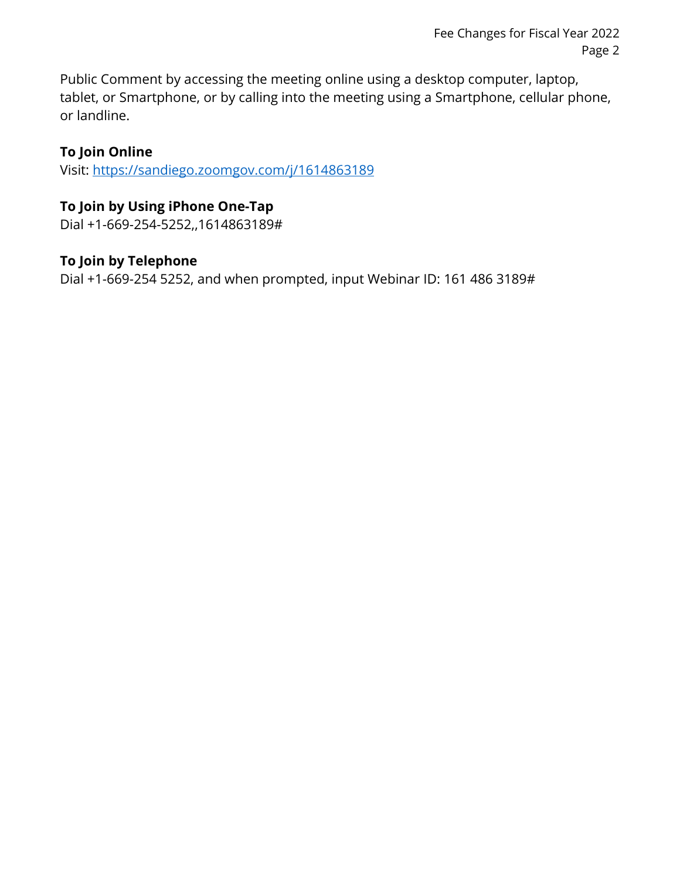Public Comment by accessing the meeting online using a desktop computer, laptop, tablet, or Smartphone, or by calling into the meeting using a Smartphone, cellular phone, or landline.

**To Join Online**
Visit: https://sandiego.zoomgov.com/j/1614863189

**To Join by Using iPhone One-Tap**
Dial +1-669-254-5252,,1614863189#

**To Join by Telephone**
Dial +1-669-254 5252, and when prompted, input Webinar ID: 161 486 3189#